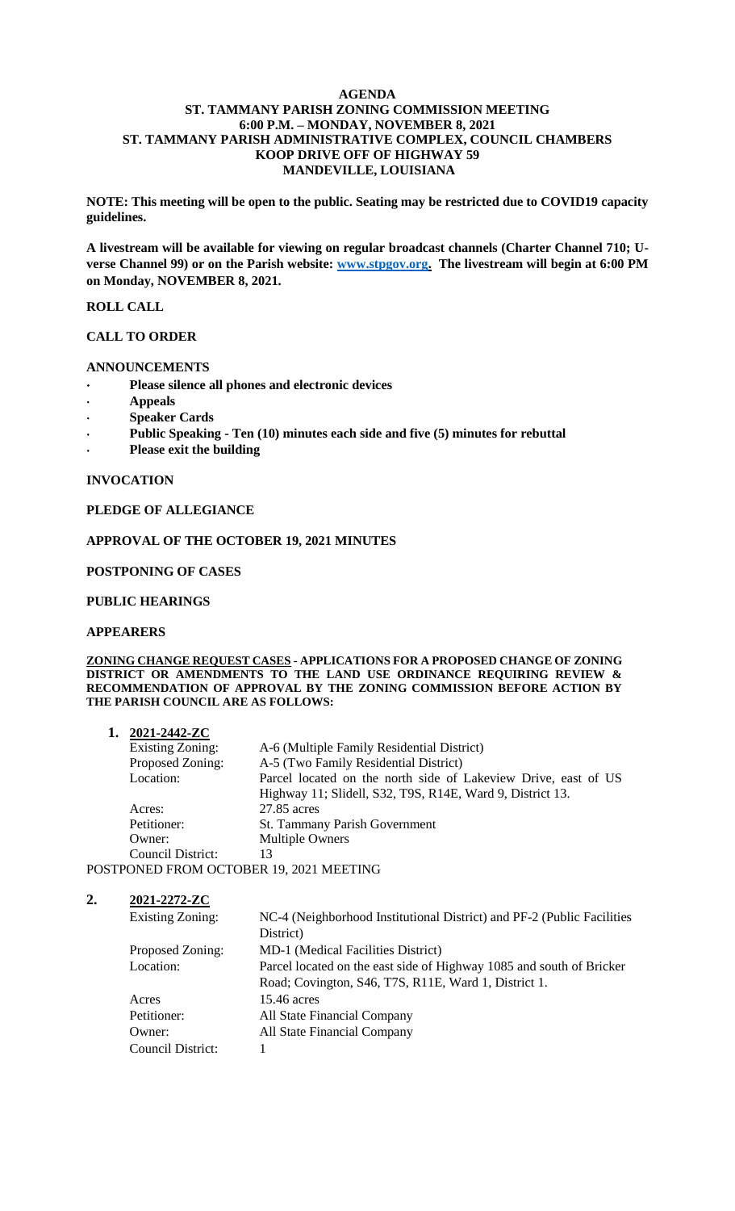# AGENDA
## ST. TAMMANY PARISH ZONING COMMISSION MEETING
## 6:00 P.M. – MONDAY, NOVEMBER 8, 2021
## ST. TAMMANY PARISH ADMINISTRATIVE COMPLEX, COUNCIL CHAMBERS
## KOOP DRIVE OFF OF HIGHWAY 59
## MANDEVILLE, LOUISIANA

**NOTE: This meeting will be open to the public. Seating may be restricted due to COVID19 capacity guidelines.**

**A livestream will be available for viewing on regular broadcast channels (Charter Channel 710; U-verse Channel 99) or on the Parish website: www.stpgov.org. The livestream will begin at 6:00 PM on Monday, NOVEMBER 8, 2021.**

**ROLL CALL**

**CALL TO ORDER**

**ANNOUNCEMENTS**

- **Please silence all phones and electronic devices**
- **Appeals**
- **Speaker Cards**
- **Public Speaking - Ten (10) minutes each side and five (5) minutes for rebuttal**
- **Please exit the building**

**INVOCATION**

**PLEDGE OF ALLEGIANCE**

**APPROVAL OF THE OCTOBER 19, 2021 MINUTES**

**POSTPONING OF CASES**

**PUBLIC HEARINGS**

**APPEARERS**

**ZONING CHANGE REQUEST CASES - APPLICATIONS FOR A PROPOSED CHANGE OF ZONING DISTRICT OR AMENDMENTS TO THE LAND USE ORDINANCE REQUIRING REVIEW & RECOMMENDATION OF APPROVAL BY THE ZONING COMMISSION BEFORE ACTION BY THE PARISH COUNCIL ARE AS FOLLOWS:**

**1. 2021-2442-ZC**

| | |
|---|---|
| Existing Zoning: | A-6 (Multiple Family Residential District) |
| Proposed Zoning: | A-5 (Two Family Residential District) |
| Location: | Parcel located on the north side of Lakeview Drive, east of US Highway 11; Slidell, S32, T9S, R14E, Ward 9, District 13. |
| Acres: | 27.85 acres |
| Petitioner: | St. Tammany Parish Government |
| Owner: | Multiple Owners |
| Council District: | 13 |

POSTPONED FROM OCTOBER 19, 2021 MEETING

**2. 2021-2272-ZC**

| | |
|---|---|
| Existing Zoning: | NC-4 (Neighborhood Institutional District) and PF-2 (Public Facilities District) |
| Proposed Zoning: | MD-1 (Medical Facilities District) |
| Location: | Parcel located on the east side of Highway 1085 and south of Bricker Road; Covington, S46, T7S, R11E, Ward 1, District 1. |
| Acres | 15.46 acres |
| Petitioner: | All State Financial Company |
| Owner: | All State Financial Company |
| Council District: | 1 |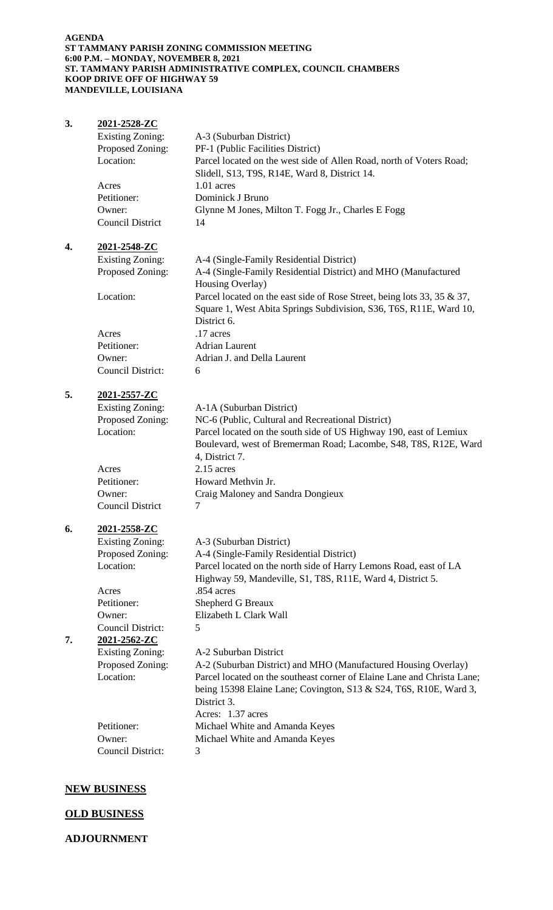**AGENDA**
**ST TAMMANY PARISH ZONING COMMISSION MEETING**
**6:00 P.M. – MONDAY, NOVEMBER 8, 2021**
**ST. TAMMANY PARISH ADMINISTRATIVE COMPLEX, COUNCIL CHAMBERS**
**KOOP DRIVE OFF OF HIGHWAY 59**
**MANDEVILLE, LOUISIANA**

3. **2021-2528-ZC**

| | |
|---|---|
| Existing Zoning: | A-3 (Suburban District) |
| Proposed Zoning: | PF-1 (Public Facilities District) |
| Location: | Parcel located on the west side of Allen Road, north of Voters Road; Slidell, S13, T9S, R14E, Ward 8, District 14. |
| Acres | 1.01 acres |
| Petitioner: | Dominick J Bruno |
| Owner: | Glynne M Jones, Milton T. Fogg Jr., Charles E Fogg |
| Council District | 14 |

4. **2021-2548-ZC**

| | |
|---|---|
| Existing Zoning: | A-4 (Single-Family Residential District) |
| Proposed Zoning: | A-4 (Single-Family Residential District) and MHO (Manufactured Housing Overlay) |
| Location: | Parcel located on the east side of Rose Street, being lots 33, 35 & 37, Square 1, West Abita Springs Subdivision, S36, T6S, R11E, Ward 10, District 6. |
| Acres | .17 acres |
| Petitioner: | Adrian Laurent |
| Owner: | Adrian J. and Della Laurent |
| Council District: | 6 |

5. **2021-2557-ZC**

| | |
|---|---|
| Existing Zoning: | A-1A (Suburban District) |
| Proposed Zoning: | NC-6 (Public, Cultural and Recreational District) |
| Location: | Parcel located on the south side of US Highway 190, east of Lemiux Boulevard, west of Bremerman Road; Lacombe, S48, T8S, R12E, Ward 4, District 7. |
| Acres | 2.15 acres |
| Petitioner: | Howard Methvin Jr. |
| Owner: | Craig Maloney and Sandra Dongieux |
| Council District | 7 |

6. **2021-2558-ZC**

| | |
|---|---|
| Existing Zoning: | A-3 (Suburban District) |
| Proposed Zoning: | A-4 (Single-Family Residential District) |
| Location: | Parcel located on the north side of Harry Lemons Road, east of LA Highway 59, Mandeville, S1, T8S, R11E, Ward 4, District 5. |
| Acres | .854 acres |
| Petitioner: | Shepherd G Breaux |
| Owner: | Elizabeth L Clark Wall |
| Council District: | 5 |

7. **2021-2562-ZC**

| | |
|---|---|
| Existing Zoning: | A-2 Suburban District |
| Proposed Zoning: | A-2 (Suburban District) and MHO (Manufactured Housing Overlay) |
| Location: | Parcel located on the southeast corner of Elaine Lane and Christa Lane; being 15398 Elaine Lane; Covington, S13 & S24, T6S, R10E, Ward 3, District 3. Acres: 1.37 acres |
| Petitioner: | Michael White and Amanda Keyes |
| Owner: | Michael White and Amanda Keyes |
| Council District: | 3 |

**NEW BUSINESS**

**OLD BUSINESS**

**ADJOURNMENT**